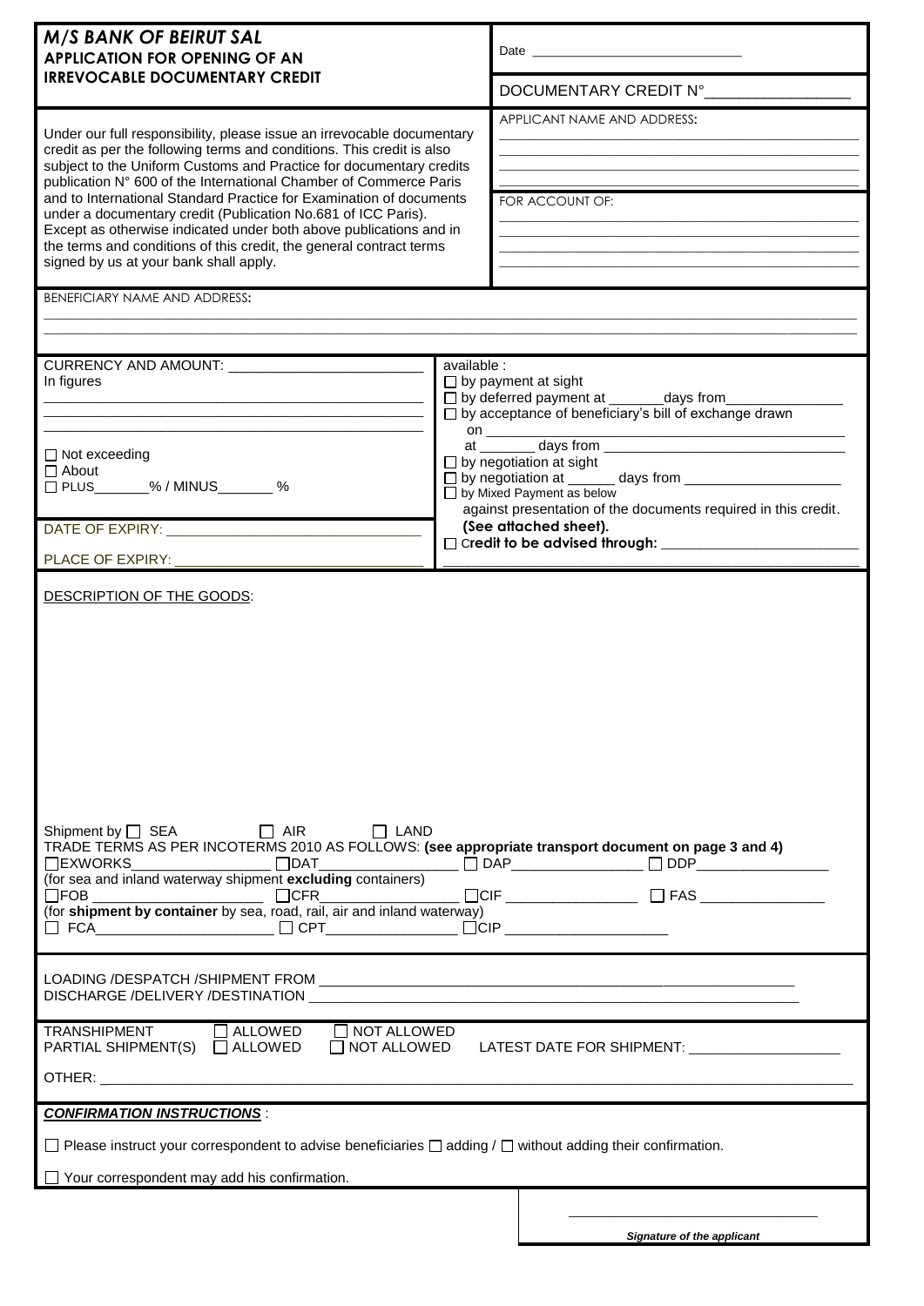***M/S BANK OF BEIRUT SAL***
**APPLICATION FOR OPENING OF AN IRREVOCABLE DOCUMENTARY CREDIT**

Date ______________________________

DOCUMENTARY CREDIT N°_________________

Under our full responsibility, please issue an irrevocable documentary credit as per the following terms and conditions. This credit is also subject to the Uniform Customs and Practice for documentary credits publication N° 600 of the International Chamber of Commerce Paris and to International Standard Practice for Examination of documents under a documentary credit (Publication No.681 of ICC Paris). Except as otherwise indicated under both above publications and in the terms and conditions of this credit, the general contract terms signed by us at your bank shall apply.

APPLICANT NAME AND ADDRESS:

_______________________________________________

_______________________________________________

_______________________________________________

_______________________________________________

FOR ACCOUNT OF:

_______________________________________________

_______________________________________________

_______________________________________________

_______________________________________________

BENEFICIARY NAME AND ADDRESS:

_______________________________________________________________________________________________

_______________________________________________________________________________________________

CURRENCY AND AMOUNT: _________________________

In figures

_______________________________________________

_______________________________________________

_______________________________________________

☐ Not exceeding
☐ About
☐ PLUS_______% / MINUS_______ %

DATE OF EXPIRY: _______________________________

PLACE OF EXPIRY: ______________________________

available :
☐ by payment at sight
☐ by deferred payment at _______days from_______________
☐ by acceptance of beneficiary's bill of exchange drawn on _______________________________________________ at _______ days from _______________________________
☐ by negotiation at sight
☐ by negotiation at ______ days from ____________________
☐ by Mixed Payment as below
against presentation of the documents required in this credit.
**(See attached sheet).**
☐ **Credit to be advised through:** __________________________

_______________________________________________________

DESCRIPTION OF THE GOODS:

Shipment by ☐ SEA ☐ AIR ☐ LAND

TRADE TERMS AS PER INCOTERMS 2010 AS FOLLOWS: **(see appropriate transport document on page 3 and 4)**

☐EXWORKS_________________ ☐DAT_________________ ☐ DAP_________________ ☐ DDP_________________

(for sea and inland waterway shipment **excluding** containers)

☐FOB ______________________ ☐CFR_________________ ☐CIF ________________ ☐ FAS ________________

(for **shipment by container** by sea, road, rail, air and inland waterway)

☐ FCA______________________ ☐ CPT________________ ☐CIP ____________________

LOADING /DESPATCH /SHIPMENT FROM ________________________________________________________________

DISCHARGE /DELIVERY /DESTINATION _______________________________________________________________

TRANSHIPMENT ☐ ALLOWED ☐ NOT ALLOWED
PARTIAL SHIPMENT(S) ☐ ALLOWED ☐ NOT ALLOWED LATEST DATE FOR SHIPMENT: ___________________

OTHER: ______________________________________________________________________________________________

***CONFIRMATION INSTRUCTIONS*** :

☐ Please instruct your correspondent to advise beneficiaries ☐ adding / ☐ without adding their confirmation.

☐ Your correspondent may add his confirmation.

_________________________________

***Signature of the applicant***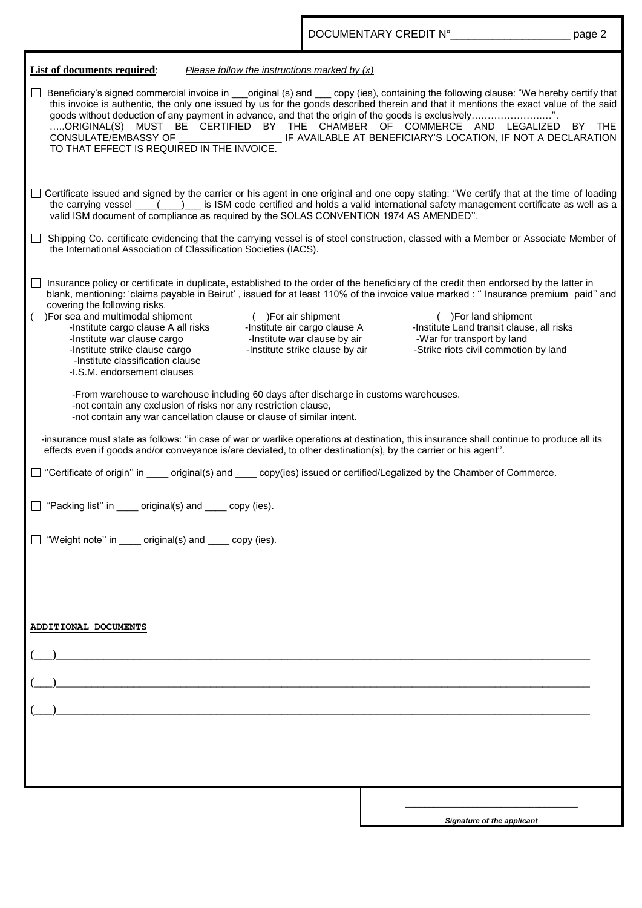DOCUMENTARY CREDIT N°____________________

**List of documents required**: *Please follow the instructions marked by (x)*

☐ Beneficiary's signed commercial invoice in ___original (s) and ___ copy (ies), containing the following clause: "We hereby certify that this invoice is authentic, the only one issued by us for the goods described therein and that it mentions the exact value of the said goods without deduction of any payment in advance, and that the origin of the goods is exclusively……………………''.
…..ORIGINAL(S) MUST BE CERTIFIED BY THE CHAMBER OF COMMERCE AND LEGALIZED BY THE CONSULATE/EMBASSY OF __________________ IF AVAILABLE AT BENEFICIARY'S LOCATION, IF NOT A DECLARATION TO THAT EFFECT IS REQUIRED IN THE INVOICE.

☐ Certificate issued and signed by the carrier or his agent in one original and one copy stating: ''We certify that at the time of loading the carrying vessel ____(____)___ is ISM code certified and holds a valid international safety management certificate as well as a valid ISM document of compliance as required by the SOLAS CONVENTION 1974 AS AMENDED''.

☐ Shipping Co. certificate evidencing that the carrying vessel is of steel construction, classed with a Member or Associate Member of the International Association of Classification Societies (IACS).

☐ Insurance policy or certificate in duplicate, established to the order of the beneficiary of the credit then endorsed by the latter in blank, mentioning: 'claims payable in Beirut' , issued for at least 110% of the invoice value marked : '' Insurance premium paid'' and covering the following risks,

( )For sea and multimodal shipment
- -Institute cargo clause A all risks
- -Institute war clause cargo
- -Institute strike clause cargo
- -Institute classification clause
- -I.S.M. endorsement clauses

( )For air shipment
- -Institute air cargo clause A
- -Institute war clause by air
- -Institute strike clause by air

( )For land shipment
- -Institute Land transit clause, all risks
- -War for transport by land
- -Strike riots civil commotion by land

-From warehouse to warehouse including 60 days after discharge in customs warehouses.
-not contain any exclusion of risks nor any restriction clause,
-not contain any war cancellation clause or clause of similar intent.

-insurance must state as follows: ''in case of war or warlike operations at destination, this insurance shall continue to produce all its effects even if goods and/or conveyance is/are deviated, to other destination(s), by the carrier or his agent''.

☐ ''Certificate of origin'' in ____ original(s) and ____ copy(ies) issued or certified/Legalized by the Chamber of Commerce.

☐ "Packing list'' in ____ original(s) and ____ copy (ies).

☐ "Weight note'' in ____ original(s) and ____ copy (ies).

**ADDITIONAL DOCUMENTS**

(___)__________________________________________________________________________________________

(___)__________________________________________________________________________________________

(___)__________________________________________________________________________________________

________________________________

*Signature of the applicant*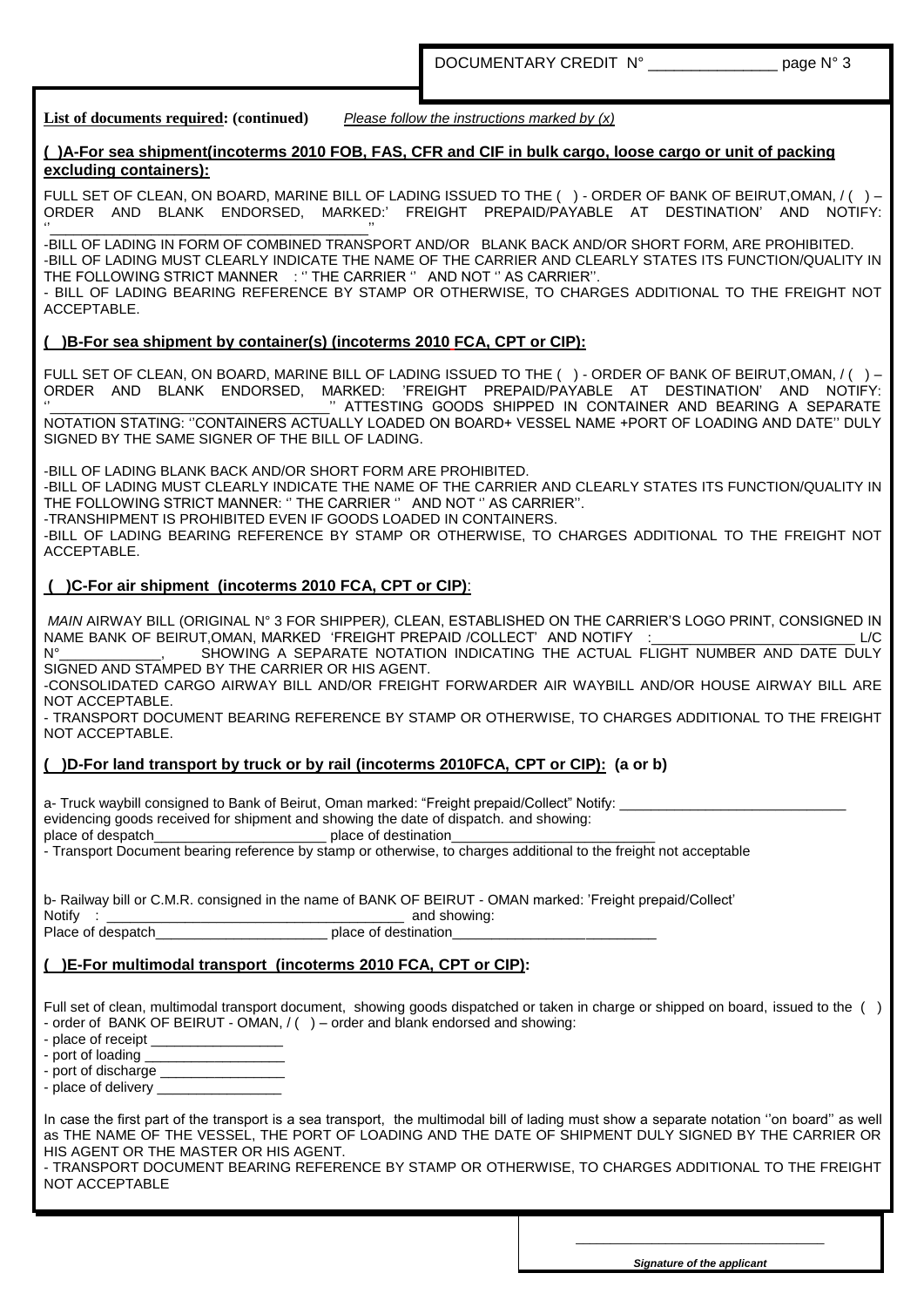DOCUMENTARY CREDIT N° _______________ page N° 3

**List of documents required: (continued)** *Please follow the instructions marked by (x)*

**( )A-For sea shipment(incoterms 2010 FOB, FAS, CFR and CIF in bulk cargo, loose cargo or unit of packing excluding containers):**

FULL SET OF CLEAN, ON BOARD, MARINE BILL OF LADING ISSUED TO THE ( ) - ORDER OF BANK OF BEIRUT,OMAN, / ( ) – ORDER AND BLANK ENDORSED, MARKED:' FREIGHT PREPAID/PAYABLE AT DESTINATION' AND NOTIFY: ''_________________________________________''

-BILL OF LADING IN FORM OF COMBINED TRANSPORT AND/OR BLANK BACK AND/OR SHORT FORM, ARE PROHIBITED.
-BILL OF LADING MUST CLEARLY INDICATE THE NAME OF THE CARRIER AND CLEARLY STATES ITS FUNCTION/QUALITY IN THE FOLLOWING STRICT MANNER : '' THE CARRIER '' AND NOT '' AS CARRIER''.
- BILL OF LADING BEARING REFERENCE BY STAMP OR OTHERWISE, TO CHARGES ADDITIONAL TO THE FREIGHT NOT ACCEPTABLE.

**( )B-For sea shipment by container(s) (incoterms 2010 FCA, CPT or CIP):**

FULL SET OF CLEAN, ON BOARD, MARINE BILL OF LADING ISSUED TO THE ( ) - ORDER OF BANK OF BEIRUT,OMAN, / ( ) – ORDER AND BLANK ENDORSED, MARKED: 'FREIGHT PREPAID/PAYABLE AT DESTINATION' AND NOTIFY: ''___________________________________'' ATTESTING GOODS SHIPPED IN CONTAINER AND BEARING A SEPARATE NOTATION STATING: ''CONTAINERS ACTUALLY LOADED ON BOARD+ VESSEL NAME +PORT OF LOADING AND DATE'' DULY SIGNED BY THE SAME SIGNER OF THE BILL OF LADING.

-BILL OF LADING BLANK BACK AND/OR SHORT FORM ARE PROHIBITED.
-BILL OF LADING MUST CLEARLY INDICATE THE NAME OF THE CARRIER AND CLEARLY STATES ITS FUNCTION/QUALITY IN THE FOLLOWING STRICT MANNER: '' THE CARRIER '' AND NOT '' AS CARRIER''.
-TRANSHIPMENT IS PROHIBITED EVEN IF GOODS LOADED IN CONTAINERS.
-BILL OF LADING BEARING REFERENCE BY STAMP OR OTHERWISE, TO CHARGES ADDITIONAL TO THE FREIGHT NOT ACCEPTABLE.

**( )C-For air shipment (incoterms 2010 FCA, CPT or CIP)**:

*MAIN* AIRWAY BILL (ORIGINAL N° 3 FOR SHIPPER*)*, CLEAN, ESTABLISHED ON THE CARRIER'S LOGO PRINT, CONSIGNED IN NAME BANK OF BEIRUT,OMAN, MARKED 'FREIGHT PREPAID /COLLECT' AND NOTIFY :__________________________ L/C N°_____________, SHOWING A SEPARATE NOTATION INDICATING THE ACTUAL FLIGHT NUMBER AND DATE DULY SIGNED AND STAMPED BY THE CARRIER OR HIS AGENT.
-CONSOLIDATED CARGO AIRWAY BILL AND/OR FREIGHT FORWARDER AIR WAYBILL AND/OR HOUSE AIRWAY BILL ARE NOT ACCEPTABLE.
- TRANSPORT DOCUMENT BEARING REFERENCE BY STAMP OR OTHERWISE, TO CHARGES ADDITIONAL TO THE FREIGHT NOT ACCEPTABLE.

**( )D-For land transport by truck or by rail (incoterms 2010FCA, CPT or CIP): (a or b)**

a- Truck waybill consigned to Bank of Beirut, Oman marked: "Freight prepaid/Collect" Notify: _____________________________
evidencing goods received for shipment and showing the date of dispatch. and showing:
place of despatch______________________ place of destination__________________________
- Transport Document bearing reference by stamp or otherwise, to charges additional to the freight not acceptable

b- Railway bill or C.M.R. consigned in the name of BANK OF BEIRUT - OMAN marked: 'Freight prepaid/Collect'
Notify : _____________________________________ and showing:
Place of despatch______________________ place of destination__________________________

**( )E-For multimodal transport (incoterms 2010 FCA, CPT or CIP):**

Full set of clean, multimodal transport document, showing goods dispatched or taken in charge or shipped on board, issued to the ( ) - order of BANK OF BEIRUT - OMAN, / ( ) – order and blank endorsed and showing:
- place of receipt _________________
- port of loading __________________
- port of discharge ________________
- place of delivery ________________

In case the first part of the transport is a sea transport, the multimodal bill of lading must show a separate notation ''on board'' as well as THE NAME OF THE VESSEL, THE PORT OF LOADING AND THE DATE OF SHIPMENT DULY SIGNED BY THE CARRIER OR HIS AGENT OR THE MASTER OR HIS AGENT.
- TRANSPORT DOCUMENT BEARING REFERENCE BY STAMP OR OTHERWISE, TO CHARGES ADDITIONAL TO THE FREIGHT NOT ACCEPTABLE

_________________________________
***Signature of the applicant***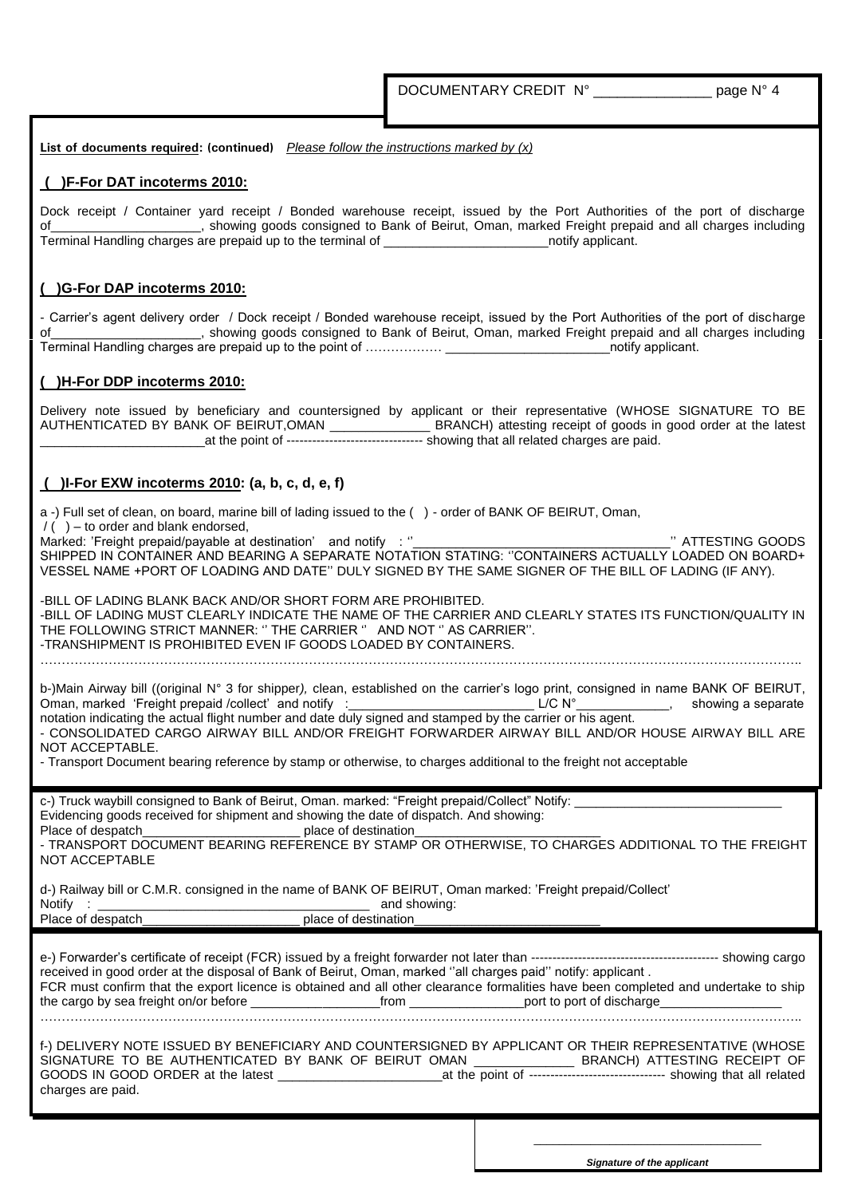DOCUMENTARY CREDIT N° _______________ page N° 4

**List of documents required: (continued)** *Please follow the instructions marked by (x)*

**( )F-For DAT incoterms 2010:**

Dock receipt / Container yard receipt / Bonded warehouse receipt, issued by the Port Authorities of the port of discharge of_____________________, showing goods consigned to Bank of Beirut, Oman, marked Freight prepaid and all charges including Terminal Handling charges are prepaid up to the terminal of _______________________notify applicant.

**( )G-For DAP incoterms 2010:**

- Carrier's agent delivery order / Dock receipt / Bonded warehouse receipt, issued by the Port Authorities of the port of discharge of_____________________, showing goods consigned to Bank of Beirut, Oman, marked Freight prepaid and all charges including Terminal Handling charges are prepaid up to the point of ……………… _______________________notify applicant.

**( )H-For DDP incoterms 2010:**

Delivery note issued by beneficiary and countersigned by applicant or their representative (WHOSE SIGNATURE TO BE AUTHENTICATED BY BANK OF BEIRUT,OMAN ______________ BRANCH) attesting receipt of goods in good order at the latest _______________________at the point of -------------------------------- showing that all related charges are paid.

**( )I-For EXW incoterms 2010: (a, b, c, d, e, f)**

a -) Full set of clean, on board, marine bill of lading issued to the ( ) - order of BANK OF BEIRUT, Oman,
/ ( ) – to order and blank endorsed,
Marked: 'Freight prepaid/payable at destination' and notify : ''__________________________________'' ATTESTING GOODS SHIPPED IN CONTAINER AND BEARING A SEPARATE NOTATION STATING: ''CONTAINERS ACTUALLY LOADED ON BOARD+ VESSEL NAME +PORT OF LOADING AND DATE'' DULY SIGNED BY THE SAME SIGNER OF THE BILL OF LADING (IF ANY).

-BILL OF LADING BLANK BACK AND/OR SHORT FORM ARE PROHIBITED.
-BILL OF LADING MUST CLEARLY INDICATE THE NAME OF THE CARRIER AND CLEARLY STATES ITS FUNCTION/QUALITY IN THE FOLLOWING STRICT MANNER: '' THE CARRIER '' AND NOT '' AS CARRIER''.
-TRANSHIPMENT IS PROHIBITED EVEN IF GOODS LOADED BY CONTAINERS.
………………………………………………………………………………………………………………………………………………..

b-)Main Airway bill ((original N° 3 for shipper*),* clean, established on the carrier's logo print, consigned in name BANK OF BEIRUT, Oman, marked 'Freight prepaid /collect' and notify :_________________________ L/C N°_____________, showing a separate notation indicating the actual flight number and date duly signed and stamped by the carrier or his agent.
- CONSOLIDATED CARGO AIRWAY BILL AND/OR FREIGHT FORWARDER AIRWAY BILL AND/OR HOUSE AIRWAY BILL ARE NOT ACCEPTABLE.
- Transport Document bearing reference by stamp or otherwise, to charges additional to the freight not acceptable

c-) Truck waybill consigned to Bank of Beirut, Oman. marked: "Freight prepaid/Collect" Notify: _____________________________
Evidencing goods received for shipment and showing the date of dispatch. And showing:
Place of despatch______________________ place of destination__________________________
- TRANSPORT DOCUMENT BEARING REFERENCE BY STAMP OR OTHERWISE, TO CHARGES ADDITIONAL TO THE FREIGHT NOT ACCEPTABLE

d-) Railway bill or C.M.R. consigned in the name of BANK OF BEIRUT, Oman marked: 'Freight prepaid/Collect'
Notify : _____________________________________ and showing:
Place of despatch______________________ place of destination__________________________

e-) Forwarder's certificate of receipt (FCR) issued by a freight forwarder not later than ------------------------------------------- showing cargo received in good order at the disposal of Bank of Beirut, Oman, marked ''all charges paid'' notify: applicant .
FCR must confirm that the export licence is obtained and all other clearance formalities have been completed and undertake to ship the cargo by sea freight on/or before __________________from ________________port to port of discharge_________________
………………………………………………………………………………………………………………………………………………..

f-) DELIVERY NOTE ISSUED BY BENEFICIARY AND COUNTERSIGNED BY APPLICANT OR THEIR REPRESENTATIVE (WHOSE SIGNATURE TO BE AUTHENTICATED BY BANK OF BEIRUT OMAN ______________ BRANCH) ATTESTING RECEIPT OF GOODS IN GOOD ORDER at the latest _______________________at the point of -------------------------------- showing that all related charges are paid.

_______________________________

***Signature of the applicant***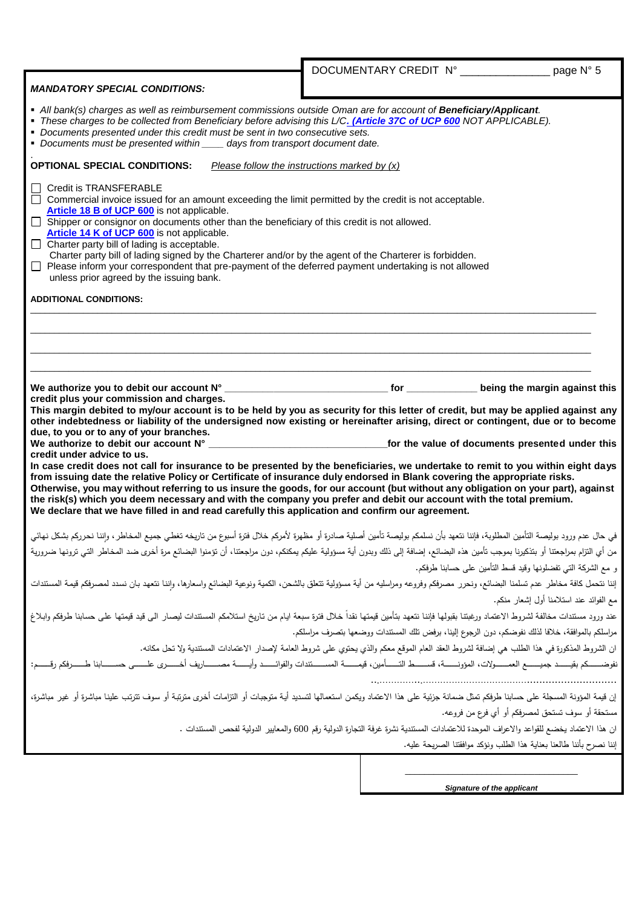DOCUMENTARY CREDIT N° _______________

***MANDATORY SPECIAL CONDITIONS:***

- *All bank(s) charges as well as reimbursement commissions outside Oman are for account of **Beneficiary/Applicant**.*
- *These charges to be collected from Beneficiary before advising this L/C. **(Article 37C of UCP 600** NOT APPLICABLE).*
- *Documents presented under this credit must be sent in two consecutive sets.*
- *Documents must be presented within ____ days from transport document date.*

**OPTIONAL SPECIAL CONDITIONS:** *Please follow the instructions marked by (x)*

☐ Credit is TRANSFERABLE

☐ Commercial invoice issued for an amount exceeding the limit permitted by the credit is not acceptable. **Article 18 B of UCP 600** is not applicable.

☐ Shipper or consignor on documents other than the beneficiary of this credit is not allowed. **Article 14 K of UCP 600** is not applicable.

☐ Charter party bill of lading is acceptable. Charter party bill of lading signed by the Charterer and/or by the agent of the Charterer is forbidden.

☐ Please inform your correspondent that pre-payment of the deferred payment undertaking is not allowed unless prior agreed by the issuing bank.

**ADDITIONAL CONDITIONS:**

_______________________________________________________________________________

_______________________________________________________________________________

_______________________________________________________________________________

_______________________________________________________________________________

**We authorize you to debit our account N° ______________________________ for _____________ being the margin against this credit plus your commission and charges.**

**This margin debited to my/our account is to be held by you as security for this letter of credit, but may be applied against any other indebtedness or liability of the undersigned now existing or hereinafter arising, direct or contingent, due or to become due, to you or to any of your branches.**

**We authorize to debit our account N° ________________________________for the value of documents presented under this credit under advice to us.**

**In case credit does not call for insurance to be presented by the beneficiaries, we undertake to remit to you within eight days from issuing date the relative Policy or Certificate of insurance duly endorsed in Blank covering the appropriate risks.**

**Otherwise, you may without referring to us insure the goods, for our account (but without any obligation on your part), against the risk(s) which you deem necessary and with the company you prefer and debit our account with the total premium.**

**We declare that we have filled in and read carefully this application and confirm our agreement.**

في حال عدم ورود بوليصة التأمين المطلوبة، فإننا نتعهد بأن نسلمكم بوليصة تأمين أصلية صادرة أو مظهرة لأمركم خلال فترة أسبوع من تاريخه تغطي جميع المخاطر، وإننا نحرركم بشكل نهائي من أي التزام بمراجعتنا أو بتذكيرنا بموجب تأمين هذه البضائع، إضافة إلى ذلك وبدون أية مسؤولية عليكم يمكنكم، دون مراجعتنا، أن تؤمنوا البضائع مرة أخرى ضد المخاطر التي ترونها ضرورية و مع الشركة التي تفضلونها وقيد قسط التأمين على حسابنا طرفكم.

إننا نتحمل كافة مخاطر عدم تسلمنا البضائع، ونحرر مصرفكم وفروعه ومراسليه من أية مسؤولية تتعلق بالشحن، الكمية ونوعية البضائع واسعارها، وإننا نتعهد بان نسدد لمصرفكم قيمة المستندات مع الفوائد عند استلامنا أول إشعار منكم.

عند ورود مستندات مخالفة لشروط الاعتماد ورغبتنا بقبولها فإننا نتعهد بتأمين قيمتها نقداً خلال فترة سبعة ايام من تاريخ استلامكم المستندات ليصار الى قيد قيمتها على حسابنا طرفكم وابلاغ مراسلكم بالموافقة، خلافا لذلك نفوضكم، دون الرجوع إلينا، برفض تلك المستندات ووضعها بتصرف مراسلكم.

ان الشروط المذكورة في هذا الطلب هي إضافة لشروط العقد العام الموقع معكم والذي يحتوي على شروط العامة لإصدار الاعتمادات المستندية ولا تحل مكانه.

نفوضكم بقيد جميع العمولات، المؤونة، قسط التأمين، قيمة المستندات والفوائد وأية مصاريف أخرى على حسابنا طرفكم رقم: ..............................................................................

إن قيمة المؤونة المسجلة على حسابنا طرفكم تمثل ضمانة جزئية على هذا الاعتماد ويكمن استعمالها لتسديد أية متوجبات أو التزامات أخرى مترتبة أو سوف تترتب علينا مباشرة أو غير مباشرة، مستحقة أو سوف تستحق لمصرفكم أو أي فرع من فروعه.

ان هذا الاعتماد يخضع للقواعد والاعراف الموحدة للاعتمادات المستندية نشرة غرفة التجارة الدولية رقم 600 والمعايير الدولية لفحص المستندات .

إننا نصرح بأننا طالعنا بعناية هذا الطلب ونؤكد موافقتنا الصريحة عليه.

_______________________________

***Signature of the applicant***